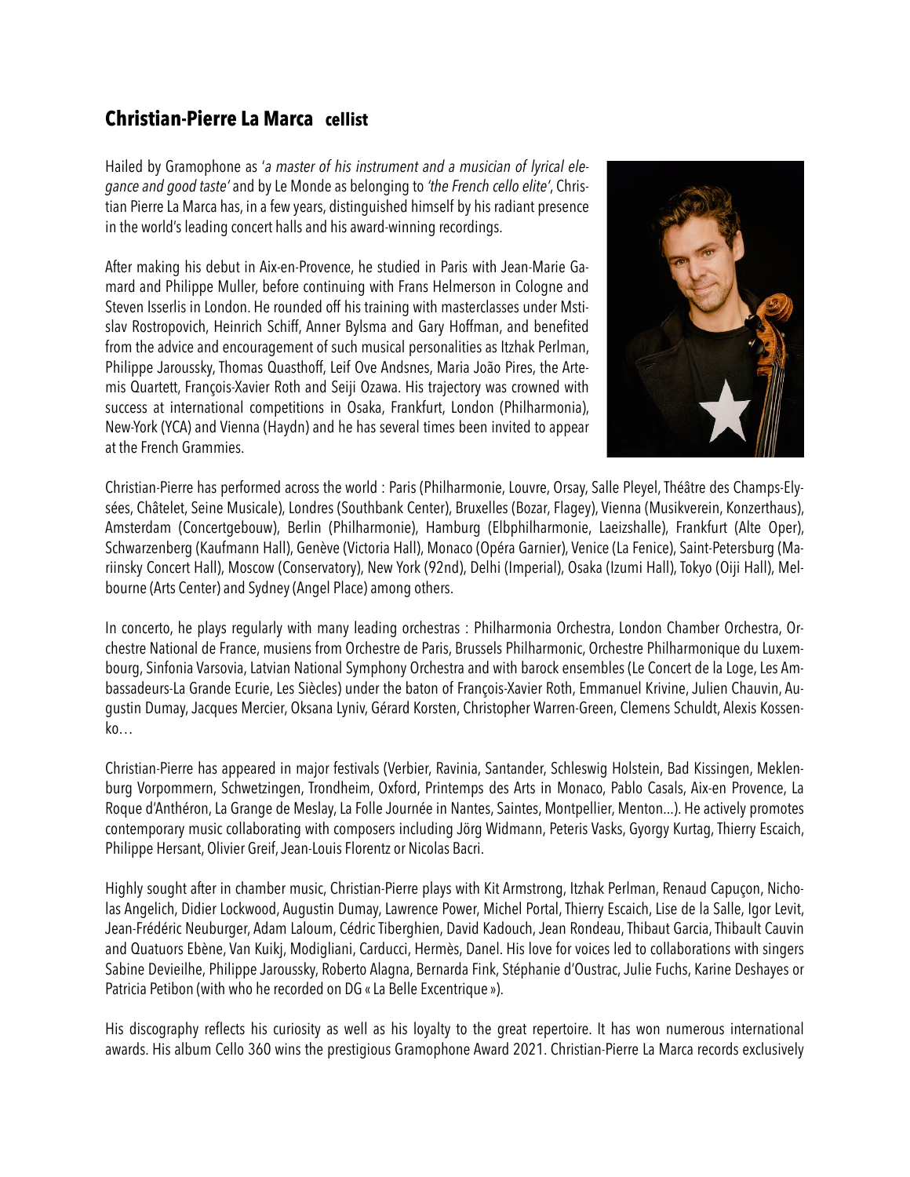# **Christian-Pierre La Marca** cellist

Hailed by Gramophone as '*a master of his instrument and a musician of lyrical elegance and good taste'* and by Le Monde as belonging to *'the French cello elite'*, Christian Pierre La Marca has, in a few years, distinguished himself by his radiant presence in the world's leading concert halls and his award-winning recordings.

After making his debut in Aix-en-Provence, he studied in Paris with Jean-Marie Gamard and Philippe Muller, before continuing with Frans Helmerson in Cologne and Steven Isserlis in London. He rounded off his training with masterclasses under Mstislav Rostropovich, Heinrich Schiff, Anner Bylsma and Gary Hoffman, and benefited from the advice and encouragement of such musical personalities as Itzhak Perlman, Philippe Jaroussky, Thomas Quasthoff, Leif Ove Andsnes, Maria João Pires, the Artemis Quartett, François-Xavier Roth and Seiji Ozawa. His trajectory was crowned with success at international competitions in Osaka, Frankfurt, London (Philharmonia), New-York (YCA) and Vienna (Haydn) and he has several times been invited to appear at the French Grammies.

Christian-Pierre has performed across the world : Paris (Philharmonie, Louvre, Orsay, Salle Pleyel, Théâtre des Champs-Elysées, Châtelet, Seine Musicale), Londres (Southbank Center), Bruxelles (Bozar, Flagey), Vienna (Musikverein, Konzerthaus), Amsterdam (Concertgebouw), Berlin (Philharmonie), Hamburg (Elbphilharmonie, Laeizshalle), Frankfurt (Alte Oper), Schwarzenberg (Kaufmann Hall), Genève (Victoria Hall), Monaco (Opéra Garnier), Venice (La Fenice), Saint-Petersburg (Mariinsky Concert Hall), Moscow (Conservatory), New York (92nd), Delhi (Imperial), Osaka (Izumi Hall), Tokyo (Oiji Hall), Melbourne (Arts Center) and Sydney (Angel Place) among others.

In concerto, he plays regularly with many leading orchestras : Philharmonia Orchestra, London Chamber Orchestra, Orchestre National de France, musiens from Orchestre de Paris, Brussels Philharmonic, Orchestre Philharmonique du Luxembourg, Sinfonia Varsovia, Latvian National Symphony Orchestra and with barock ensembles (Le Concert de la Loge, Les Ambassadeurs-La Grande Ecurie, Les Siècles) under the baton of François-Xavier Roth, Emmanuel Krivine, Julien Chauvin, Augustin Dumay, Jacques Mercier, Oksana Lyniv, Gérard Korsten, Christopher Warren-Green, Clemens Schuldt, Alexis Kossenko…

Christian-Pierre has appeared in major festivals (Verbier, Ravinia, Santander, Schleswig Holstein, Bad Kissingen, Meklenburg Vorpommern, Schwetzingen, Trondheim, Oxford, Printemps des Arts in Monaco, Pablo Casals, Aix-en Provence, La Roque d'Anthéron, La Grange de Meslay, La Folle Journée in Nantes, Saintes, Montpellier, Menton...). He actively promotes contemporary music collaborating with composers including Jörg Widmann, Peteris Vasks, Gyorgy Kurtag, Thierry Escaich, Philippe Hersant, Olivier Greif, Jean-Louis Florentz or Nicolas Bacri.

Highly sought after in chamber music, Christian-Pierre plays with Kit Armstrong, Itzhak Perlman, Renaud Capuçon, Nicholas Angelich, Didier Lockwood, Augustin Dumay, Lawrence Power, Michel Portal, Thierry Escaich, Lise de la Salle, Igor Levit, Jean-Frédéric Neuburger, Adam Laloum, Cédric Tiberghien, David Kadouch, Jean Rondeau, Thibaut Garcia, Thibault Cauvin and Quatuors Ebène, Van Kuikj, Modigliani, Carducci, Hermès, Danel. His love for voices led to collaborations with singers Sabine Devieilhe, Philippe Jaroussky, Roberto Alagna, Bernarda Fink, Stéphanie d'Oustrac, Julie Fuchs, Karine Deshayes or Patricia Petibon (with who he recorded on DG « La Belle Excentrique »).

His discography reflects his curiosity as well as his loyalty to the great repertoire. It has won numerous international awards. His album Cello 360 wins the prestigious Gramophone Award 2021. Christian-Pierre La Marca records exclusively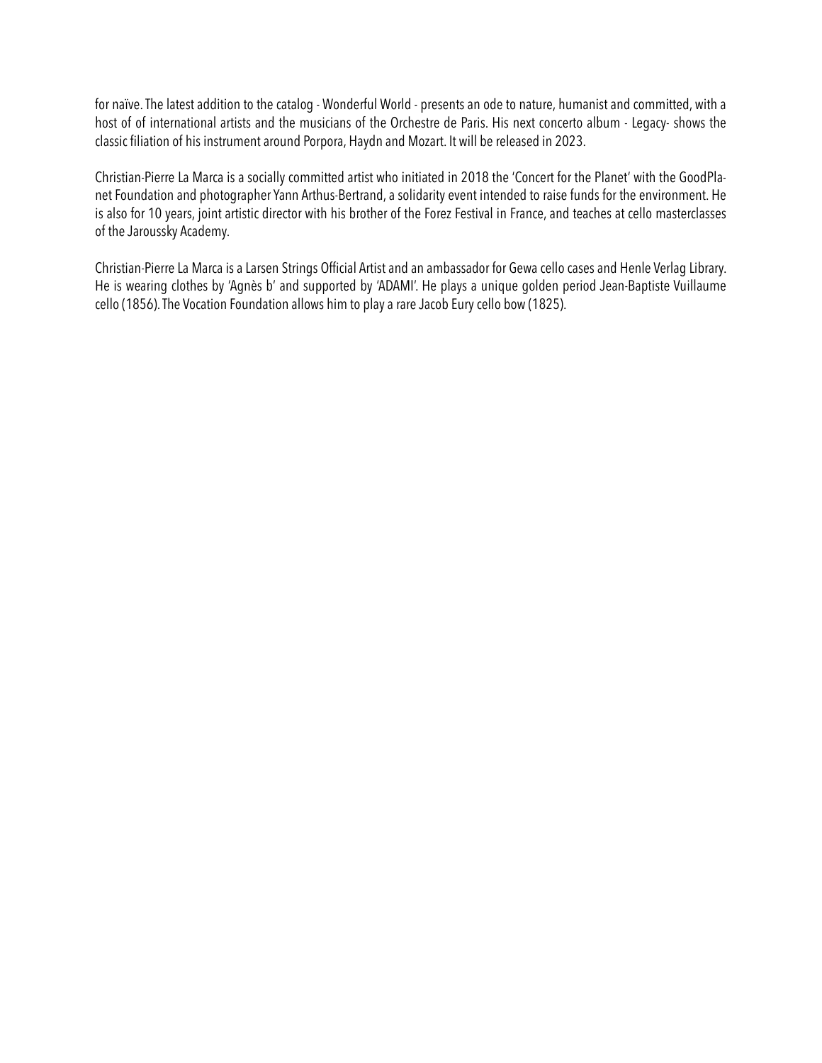for naïve. The latest addition to the catalog - Wonderful World - presents an ode to nature, humanist and committed, with a host of of international artists and the musicians of the Orchestre de Paris. His next concerto album - Legacy- shows the classic filiation of his instrument around Porpora, Haydn and Mozart. It will be released in 2023.

Christian-Pierre La Marca is a socially committed artist who initiated in 2018 the 'Concert for the Planet' with the GoodPlanet Foundation and photographer Yann Arthus-Bertrand, a solidarity event intended to raise funds for the environment. He is also for 10 years, joint artistic director with his brother of the Forez Festival in France, and teaches at cello masterclasses of the Jaroussky Academy.

Christian-Pierre La Marca is a Larsen Strings Official Artist and an ambassador for Gewa cello cases and Henle Verlag Library. He is wearing clothes by 'Agnès b' and supported by 'ADAMI'. He plays a unique golden period Jean-Baptiste Vuillaume cello (1856). The Vocation Foundation allows him to play a rare Jacob Eury cello bow (1825).